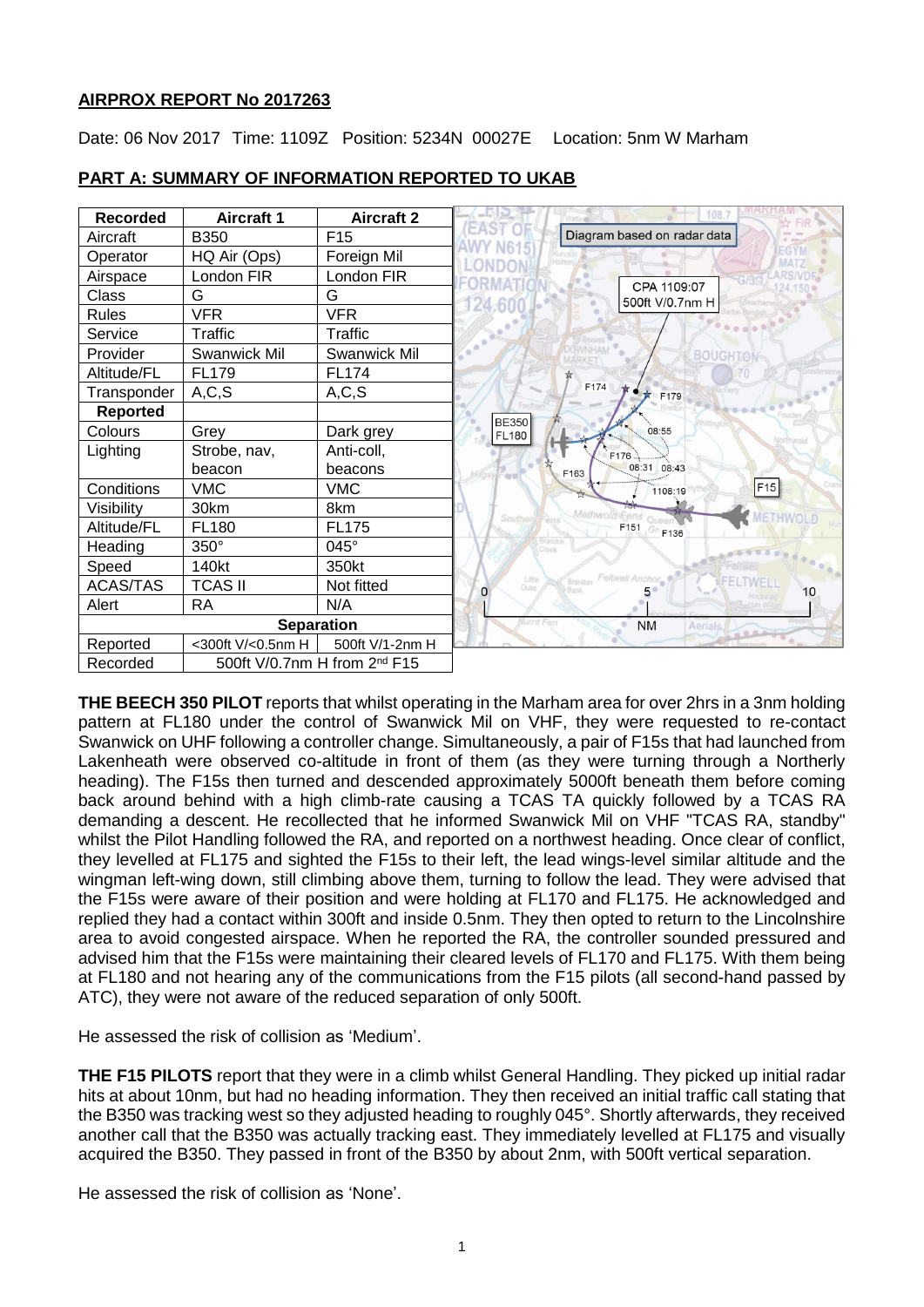## AIRPROX REPORT No 2017263

Date: 06 Nov 2017 Time: 1109Z Position: 5234N 00027E Location: 5nm W Marham

## PART A: SUMMARY OF INFORMATION REPORTED TO UKAB

| Recorded | Aircraft 1 | Aircraft 2 |
|---|---|---|
| Aircraft | B350 | F15 |
| Operator | HQ Air (Ops) | Foreign Mil |
| Airspace | London FIR | London FIR |
| Class | G | G |
| Rules | VFR | VFR |
| Service | Traffic | Traffic |
| Provider | Swanwick Mil | Swanwick Mil |
| Altitude/FL | FL179 | FL174 |
| Transponder | A,C,S | A,C,S |
| **Reported** | | |
| Colours | Grey | Dark grey |
| Lighting | Strobe, nav, beacon | Anti-coll, beacons |
| Conditions | VMC | VMC |
| Visibility | 30km | 8km |
| Altitude/FL | FL180 | FL175 |
| Heading | 350° | 045° |
| Speed | 140kt | 350kt |
| ACAS/TAS | TCAS II | Not fitted |
| Alert | RA | N/A |
| **Separation** | | |
| Reported | <300ft V/<0.5nm H | 500ft V/1-2nm H |
| Recorded | 500ft V/0.7nm H from 2nd F15 | |

**THE BEECH 350 PILOT** reports that whilst operating in the Marham area for over 2hrs in a 3nm holding pattern at FL180 under the control of Swanwick Mil on VHF, they were requested to re-contact Swanwick on UHF following a controller change. Simultaneously, a pair of F15s that had launched from Lakenheath were observed co-altitude in front of them (as they were turning through a Northerly heading). The F15s then turned and descended approximately 5000ft beneath them before coming back around behind with a high climb-rate causing a TCAS TA quickly followed by a TCAS RA demanding a descent. He recollected that he informed Swanwick Mil on VHF "TCAS RA, standby" whilst the Pilot Handling followed the RA, and reported on a northwest heading. Once clear of conflict, they levelled at FL175 and sighted the F15s to their left, the lead wings-level similar altitude and the wingman left-wing down, still climbing above them, turning to follow the lead. They were advised that the F15s were aware of their position and were holding at FL170 and FL175. He acknowledged and replied they had a contact within 300ft and inside 0.5nm. They then opted to return to the Lincolnshire area to avoid congested airspace. When he reported the RA, the controller sounded pressured and advised him that the F15s were maintaining their cleared levels of FL170 and FL175. With them being at FL180 and not hearing any of the communications from the F15 pilots (all second-hand passed by ATC), they were not aware of the reduced separation of only 500ft.

He assessed the risk of collision as 'Medium'.

**THE F15 PILOTS** report that they were in a climb whilst General Handling. They picked up initial radar hits at about 10nm, but had no heading information. They then received an initial traffic call stating that the B350 was tracking west so they adjusted heading to roughly 045°. Shortly afterwards, they received another call that the B350 was actually tracking east. They immediately levelled at FL175 and visually acquired the B350. They passed in front of the B350 by about 2nm, with 500ft vertical separation.

He assessed the risk of collision as 'None'.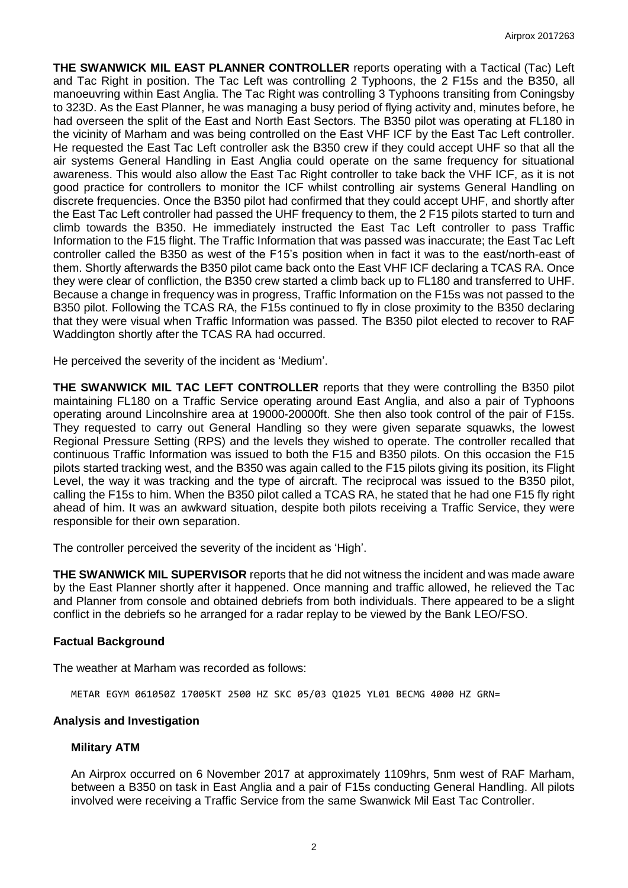**THE SWANWICK MIL EAST PLANNER CONTROLLER** reports operating with a Tactical (Tac) Left and Tac Right in position. The Tac Left was controlling 2 Typhoons, the 2 F15s and the B350, all manoeuvring within East Anglia. The Tac Right was controlling 3 Typhoons transiting from Coningsby to 323D. As the East Planner, he was managing a busy period of flying activity and, minutes before, he had overseen the split of the East and North East Sectors. The B350 pilot was operating at FL180 in the vicinity of Marham and was being controlled on the East VHF ICF by the East Tac Left controller. He requested the East Tac Left controller ask the B350 crew if they could accept UHF so that all the air systems General Handling in East Anglia could operate on the same frequency for situational awareness. This would also allow the East Tac Right controller to take back the VHF ICF, as it is not good practice for controllers to monitor the ICF whilst controlling air systems General Handling on discrete frequencies. Once the B350 pilot had confirmed that they could accept UHF, and shortly after the East Tac Left controller had passed the UHF frequency to them, the 2 F15 pilots started to turn and climb towards the B350. He immediately instructed the East Tac Left controller to pass Traffic Information to the F15 flight. The Traffic Information that was passed was inaccurate; the East Tac Left controller called the B350 as west of the F15's position when in fact it was to the east/north-east of them. Shortly afterwards the B350 pilot came back onto the East VHF ICF declaring a TCAS RA. Once they were clear of confliction, the B350 crew started a climb back up to FL180 and transferred to UHF. Because a change in frequency was in progress, Traffic Information on the F15s was not passed to the B350 pilot. Following the TCAS RA, the F15s continued to fly in close proximity to the B350 declaring that they were visual when Traffic Information was passed. The B350 pilot elected to recover to RAF Waddington shortly after the TCAS RA had occurred.

He perceived the severity of the incident as 'Medium'.

**THE SWANWICK MIL TAC LEFT CONTROLLER** reports that they were controlling the B350 pilot maintaining FL180 on a Traffic Service operating around East Anglia, and also a pair of Typhoons operating around Lincolnshire area at 19000-20000ft. She then also took control of the pair of F15s. They requested to carry out General Handling so they were given separate squawks, the lowest Regional Pressure Setting (RPS) and the levels they wished to operate. The controller recalled that continuous Traffic Information was issued to both the F15 and B350 pilots. On this occasion the F15 pilots started tracking west, and the B350 was again called to the F15 pilots giving its position, its Flight Level, the way it was tracking and the type of aircraft. The reciprocal was issued to the B350 pilot, calling the F15s to him. When the B350 pilot called a TCAS RA, he stated that he had one F15 fly right ahead of him. It was an awkward situation, despite both pilots receiving a Traffic Service, they were responsible for their own separation.

The controller perceived the severity of the incident as 'High'.

**THE SWANWICK MIL SUPERVISOR** reports that he did not witness the incident and was made aware by the East Planner shortly after it happened. Once manning and traffic allowed, he relieved the Tac and Planner from console and obtained debriefs from both individuals. There appeared to be a slight conflict in the debriefs so he arranged for a radar replay to be viewed by the Bank LEO/FSO.

## Factual Background

The weather at Marham was recorded as follows:

```
METAR EGYM 061050Z 17005KT 2500 HZ SKC 05/03 Q1025 YL01 BECMG 4000 HZ GRN=
```

## Analysis and Investigation

### Military ATM

An Airprox occurred on 6 November 2017 at approximately 1109hrs, 5nm west of RAF Marham, between a B350 on task in East Anglia and a pair of F15s conducting General Handling. All pilots involved were receiving a Traffic Service from the same Swanwick Mil East Tac Controller.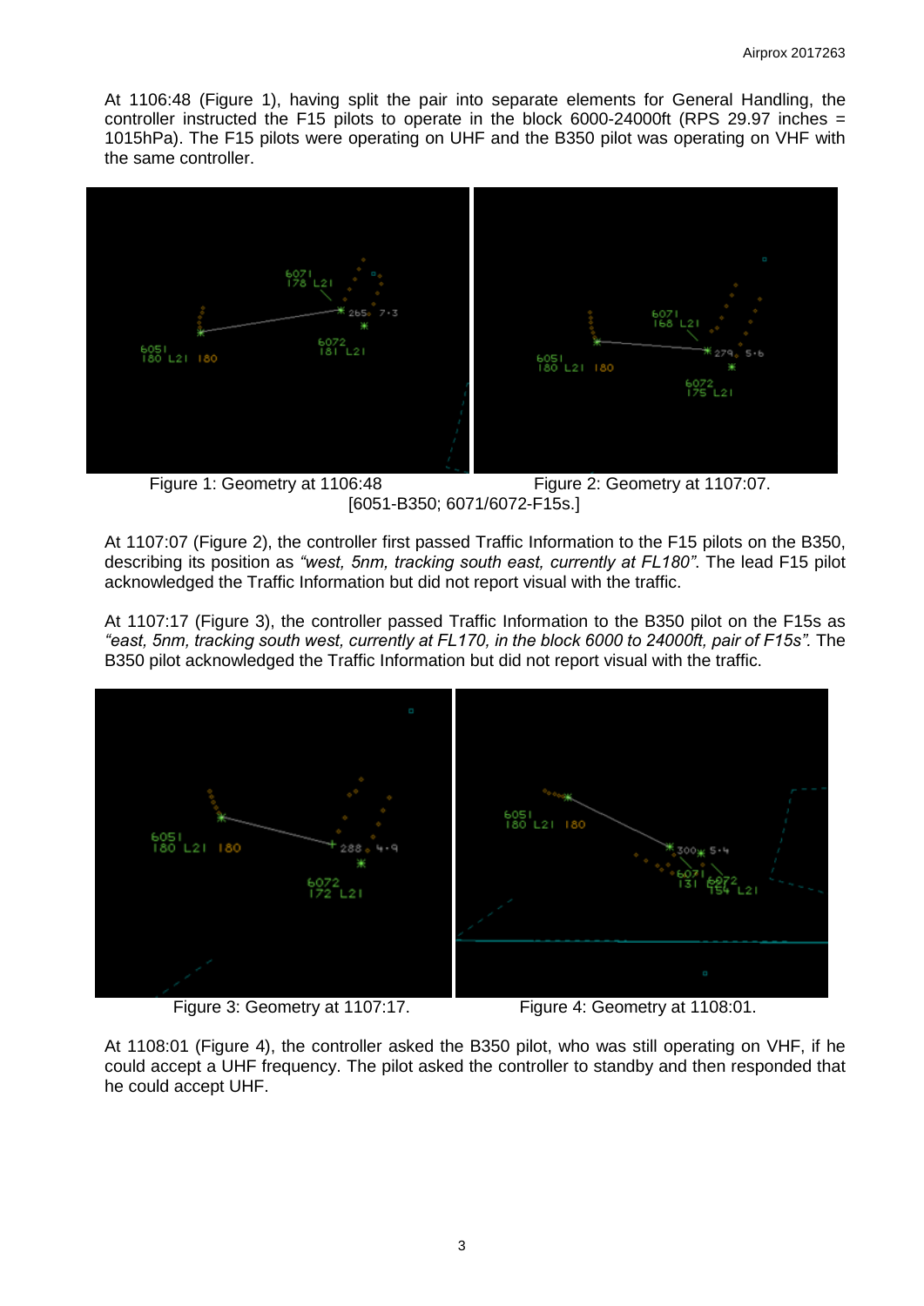At 1106:48 (Figure 1), having split the pair into separate elements for General Handling, the controller instructed the F15 pilots to operate in the block 6000-24000ft (RPS 29.97 inches = 1015hPa). The F15 pilots were operating on UHF and the B350 pilot was operating on VHF with the same controller.

Figure 1: Geometry at 1106:48 Figure 2: Geometry at 1107:07.
[6051-B350; 6071/6072-F15s.]

At 1107:07 (Figure 2), the controller first passed Traffic Information to the F15 pilots on the B350, describing its position as *"west, 5nm, tracking south east, currently at FL180"*. The lead F15 pilot acknowledged the Traffic Information but did not report visual with the traffic.

At 1107:17 (Figure 3), the controller passed Traffic Information to the B350 pilot on the F15s as *"east, 5nm, tracking south west, currently at FL170, in the block 6000 to 24000ft, pair of F15s".* The B350 pilot acknowledged the Traffic Information but did not report visual with the traffic.

Figure 3: Geometry at 1107:17. Figure 4: Geometry at 1108:01.

At 1108:01 (Figure 4), the controller asked the B350 pilot, who was still operating on VHF, if he could accept a UHF frequency. The pilot asked the controller to standby and then responded that he could accept UHF.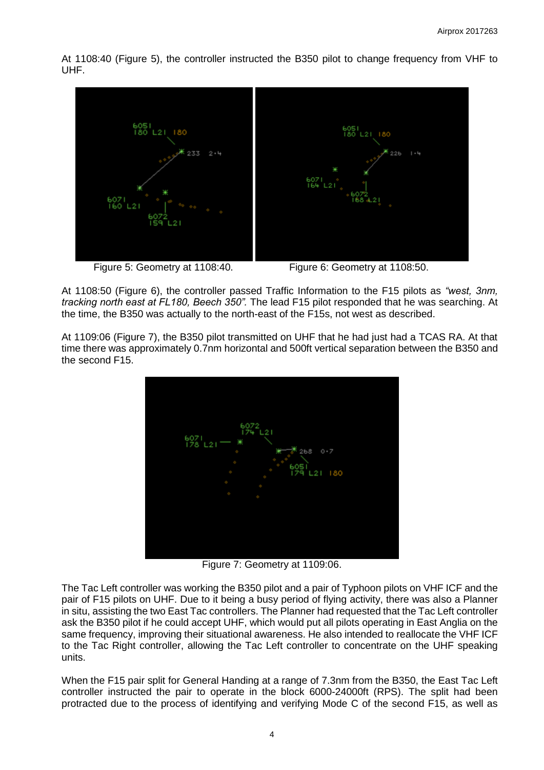At 1108:40 (Figure 5), the controller instructed the B350 pilot to change frequency from VHF to UHF.

Figure 5: Geometry at 1108:40.

Figure 6: Geometry at 1108:50.

At 1108:50 (Figure 6), the controller passed Traffic Information to the F15 pilots as *"west, 3nm, tracking north east at FL180, Beech 350"*. The lead F15 pilot responded that he was searching. At the time, the B350 was actually to the north-east of the F15s, not west as described.

At 1109:06 (Figure 7), the B350 pilot transmitted on UHF that he had just had a TCAS RA. At that time there was approximately 0.7nm horizontal and 500ft vertical separation between the B350 and the second F15.

Figure 7: Geometry at 1109:06.

The Tac Left controller was working the B350 pilot and a pair of Typhoon pilots on VHF ICF and the pair of F15 pilots on UHF. Due to it being a busy period of flying activity, there was also a Planner in situ, assisting the two East Tac controllers. The Planner had requested that the Tac Left controller ask the B350 pilot if he could accept UHF, which would put all pilots operating in East Anglia on the same frequency, improving their situational awareness. He also intended to reallocate the VHF ICF to the Tac Right controller, allowing the Tac Left controller to concentrate on the UHF speaking units.

When the F15 pair split for General Handing at a range of 7.3nm from the B350, the East Tac Left controller instructed the pair to operate in the block 6000-24000ft (RPS). The split had been protracted due to the process of identifying and verifying Mode C of the second F15, as well as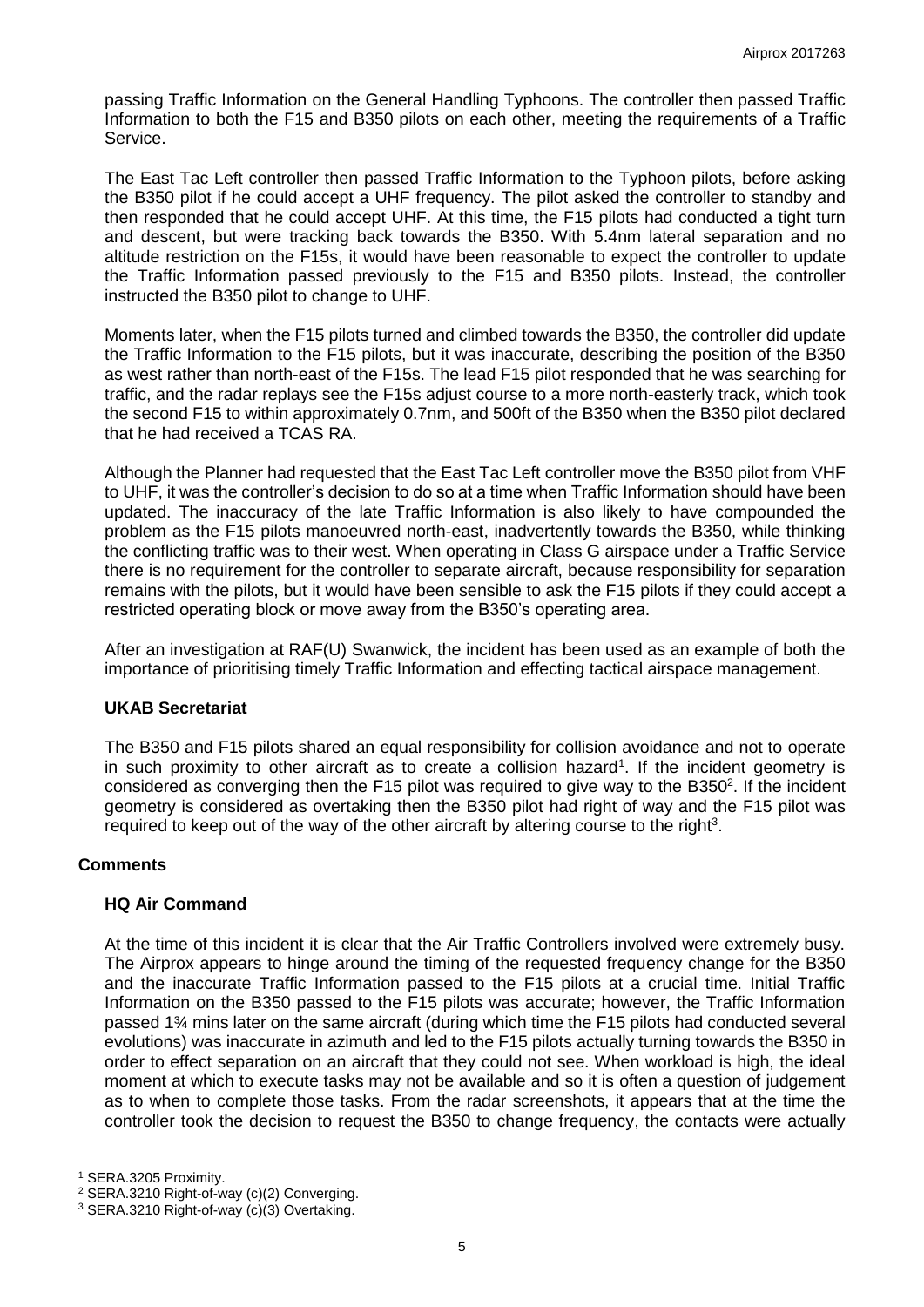passing Traffic Information on the General Handling Typhoons. The controller then passed Traffic Information to both the F15 and B350 pilots on each other, meeting the requirements of a Traffic Service.

The East Tac Left controller then passed Traffic Information to the Typhoon pilots, before asking the B350 pilot if he could accept a UHF frequency. The pilot asked the controller to standby and then responded that he could accept UHF. At this time, the F15 pilots had conducted a tight turn and descent, but were tracking back towards the B350. With 5.4nm lateral separation and no altitude restriction on the F15s, it would have been reasonable to expect the controller to update the Traffic Information passed previously to the F15 and B350 pilots. Instead, the controller instructed the B350 pilot to change to UHF.

Moments later, when the F15 pilots turned and climbed towards the B350, the controller did update the Traffic Information to the F15 pilots, but it was inaccurate, describing the position of the B350 as west rather than north-east of the F15s. The lead F15 pilot responded that he was searching for traffic, and the radar replays see the F15s adjust course to a more north-easterly track, which took the second F15 to within approximately 0.7nm, and 500ft of the B350 when the B350 pilot declared that he had received a TCAS RA.

Although the Planner had requested that the East Tac Left controller move the B350 pilot from VHF to UHF, it was the controller's decision to do so at a time when Traffic Information should have been updated. The inaccuracy of the late Traffic Information is also likely to have compounded the problem as the F15 pilots manoeuvred north-east, inadvertently towards the B350, while thinking the conflicting traffic was to their west. When operating in Class G airspace under a Traffic Service there is no requirement for the controller to separate aircraft, because responsibility for separation remains with the pilots, but it would have been sensible to ask the F15 pilots if they could accept a restricted operating block or move away from the B350's operating area.

After an investigation at RAF(U) Swanwick, the incident has been used as an example of both the importance of prioritising timely Traffic Information and effecting tactical airspace management.

### UKAB Secretariat

The B350 and F15 pilots shared an equal responsibility for collision avoidance and not to operate in such proximity to other aircraft as to create a collision hazard[1]. If the incident geometry is considered as converging then the F15 pilot was required to give way to the B350[2]. If the incident geometry is considered as overtaking then the B350 pilot had right of way and the F15 pilot was required to keep out of the way of the other aircraft by altering course to the right[3].

## Comments

### HQ Air Command

At the time of this incident it is clear that the Air Traffic Controllers involved were extremely busy. The Airprox appears to hinge around the timing of the requested frequency change for the B350 and the inaccurate Traffic Information passed to the F15 pilots at a crucial time. Initial Traffic Information on the B350 passed to the F15 pilots was accurate; however, the Traffic Information passed 1¾ mins later on the same aircraft (during which time the F15 pilots had conducted several evolutions) was inaccurate in azimuth and led to the F15 pilots actually turning towards the B350 in order to effect separation on an aircraft that they could not see. When workload is high, the ideal moment at which to execute tasks may not be available and so it is often a question of judgement as to when to complete those tasks. From the radar screenshots, it appears that at the time the controller took the decision to request the B350 to change frequency, the contacts were actually

---

[1] SERA.3205 Proximity.

[2] SERA.3210 Right-of-way (c)(2) Converging.

[3] SERA.3210 Right-of-way (c)(3) Overtaking.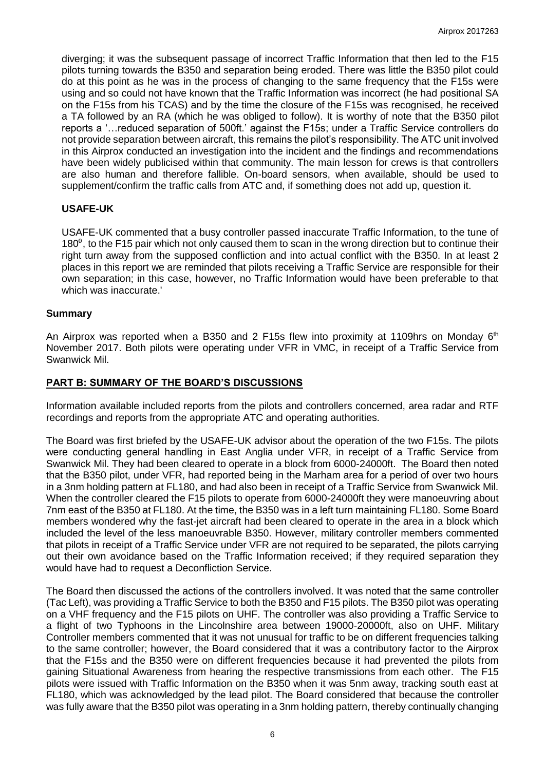diverging; it was the subsequent passage of incorrect Traffic Information that then led to the F15 pilots turning towards the B350 and separation being eroded. There was little the B350 pilot could do at this point as he was in the process of changing to the same frequency that the F15s were using and so could not have known that the Traffic Information was incorrect (he had positional SA on the F15s from his TCAS) and by the time the closure of the F15s was recognised, he received a TA followed by an RA (which he was obliged to follow). It is worthy of note that the B350 pilot reports a '…reduced separation of 500ft.' against the F15s; under a Traffic Service controllers do not provide separation between aircraft, this remains the pilot's responsibility. The ATC unit involved in this Airprox conducted an investigation into the incident and the findings and recommendations have been widely publicised within that community. The main lesson for crews is that controllers are also human and therefore fallible. On-board sensors, when available, should be used to supplement/confirm the traffic calls from ATC and, if something does not add up, question it.

### USAFE-UK

USAFE-UK commented that a busy controller passed inaccurate Traffic Information, to the tune of $180^0$, to the F15 pair which not only caused them to scan in the wrong direction but to continue their right turn away from the supposed confliction and into actual conflict with the B350. In at least 2 places in this report we are reminded that pilots receiving a Traffic Service are responsible for their own separation; in this case, however, no Traffic Information would have been preferable to that which was inaccurate.'

### Summary

An Airprox was reported when a B350 and 2 F15s flew into proximity at 1109hrs on Monday 6th November 2017. Both pilots were operating under VFR in VMC, in receipt of a Traffic Service from Swanwick Mil.

## PART B: SUMMARY OF THE BOARD'S DISCUSSIONS

Information available included reports from the pilots and controllers concerned, area radar and RTF recordings and reports from the appropriate ATC and operating authorities.

The Board was first briefed by the USAFE-UK advisor about the operation of the two F15s. The pilots were conducting general handling in East Anglia under VFR, in receipt of a Traffic Service from Swanwick Mil. They had been cleared to operate in a block from 6000-24000ft. The Board then noted that the B350 pilot, under VFR, had reported being in the Marham area for a period of over two hours in a 3nm holding pattern at FL180, and had also been in receipt of a Traffic Service from Swanwick Mil. When the controller cleared the F15 pilots to operate from 6000-24000ft they were manoeuvring about 7nm east of the B350 at FL180. At the time, the B350 was in a left turn maintaining FL180. Some Board members wondered why the fast-jet aircraft had been cleared to operate in the area in a block which included the level of the less manoeuvrable B350. However, military controller members commented that pilots in receipt of a Traffic Service under VFR are not required to be separated, the pilots carrying out their own avoidance based on the Traffic Information received; if they required separation they would have had to request a Deconfliction Service.

The Board then discussed the actions of the controllers involved. It was noted that the same controller (Tac Left), was providing a Traffic Service to both the B350 and F15 pilots. The B350 pilot was operating on a VHF frequency and the F15 pilots on UHF. The controller was also providing a Traffic Service to a flight of two Typhoons in the Lincolnshire area between 19000-20000ft, also on UHF. Military Controller members commented that it was not unusual for traffic to be on different frequencies talking to the same controller; however, the Board considered that it was a contributory factor to the Airprox that the F15s and the B350 were on different frequencies because it had prevented the pilots from gaining Situational Awareness from hearing the respective transmissions from each other. The F15 pilots were issued with Traffic Information on the B350 when it was 5nm away, tracking south east at FL180, which was acknowledged by the lead pilot. The Board considered that because the controller was fully aware that the B350 pilot was operating in a 3nm holding pattern, thereby continually changing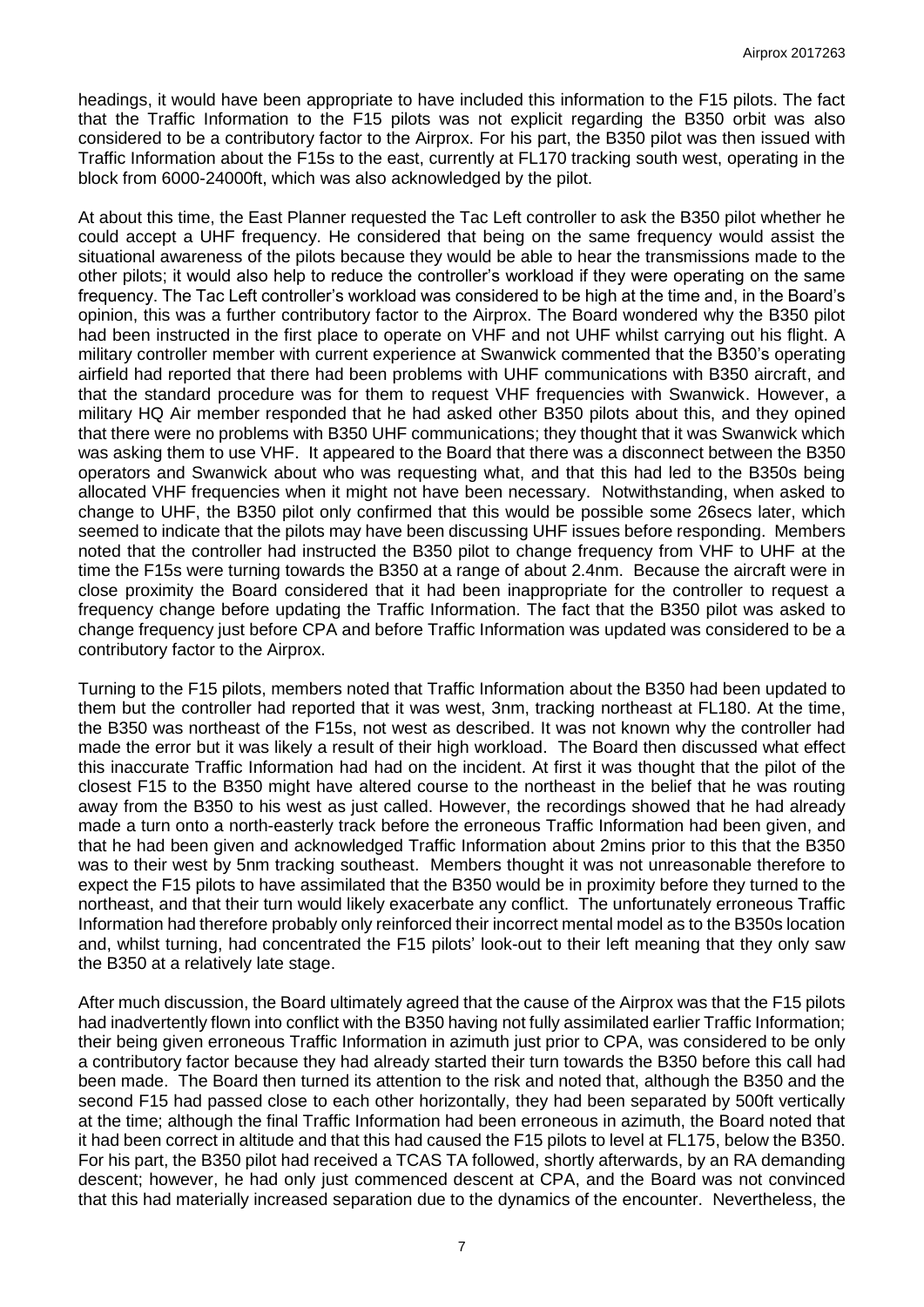headings, it would have been appropriate to have included this information to the F15 pilots. The fact that the Traffic Information to the F15 pilots was not explicit regarding the B350 orbit was also considered to be a contributory factor to the Airprox. For his part, the B350 pilot was then issued with Traffic Information about the F15s to the east, currently at FL170 tracking south west, operating in the block from 6000-24000ft, which was also acknowledged by the pilot.

At about this time, the East Planner requested the Tac Left controller to ask the B350 pilot whether he could accept a UHF frequency. He considered that being on the same frequency would assist the situational awareness of the pilots because they would be able to hear the transmissions made to the other pilots; it would also help to reduce the controller's workload if they were operating on the same frequency. The Tac Left controller's workload was considered to be high at the time and, in the Board's opinion, this was a further contributory factor to the Airprox. The Board wondered why the B350 pilot had been instructed in the first place to operate on VHF and not UHF whilst carrying out his flight. A military controller member with current experience at Swanwick commented that the B350's operating airfield had reported that there had been problems with UHF communications with B350 aircraft, and that the standard procedure was for them to request VHF frequencies with Swanwick. However, a military HQ Air member responded that he had asked other B350 pilots about this, and they opined that there were no problems with B350 UHF communications; they thought that it was Swanwick which was asking them to use VHF. It appeared to the Board that there was a disconnect between the B350 operators and Swanwick about who was requesting what, and that this had led to the B350s being allocated VHF frequencies when it might not have been necessary. Notwithstanding, when asked to change to UHF, the B350 pilot only confirmed that this would be possible some 26secs later, which seemed to indicate that the pilots may have been discussing UHF issues before responding. Members noted that the controller had instructed the B350 pilot to change frequency from VHF to UHF at the time the F15s were turning towards the B350 at a range of about 2.4nm. Because the aircraft were in close proximity the Board considered that it had been inappropriate for the controller to request a frequency change before updating the Traffic Information. The fact that the B350 pilot was asked to change frequency just before CPA and before Traffic Information was updated was considered to be a contributory factor to the Airprox.

Turning to the F15 pilots, members noted that Traffic Information about the B350 had been updated to them but the controller had reported that it was west, 3nm, tracking northeast at FL180. At the time, the B350 was northeast of the F15s, not west as described. It was not known why the controller had made the error but it was likely a result of their high workload. The Board then discussed what effect this inaccurate Traffic Information had had on the incident. At first it was thought that the pilot of the closest F15 to the B350 might have altered course to the northeast in the belief that he was routing away from the B350 to his west as just called. However, the recordings showed that he had already made a turn onto a north-easterly track before the erroneous Traffic Information had been given, and that he had been given and acknowledged Traffic Information about 2mins prior to this that the B350 was to their west by 5nm tracking southeast. Members thought it was not unreasonable therefore to expect the F15 pilots to have assimilated that the B350 would be in proximity before they turned to the northeast, and that their turn would likely exacerbate any conflict. The unfortunately erroneous Traffic Information had therefore probably only reinforced their incorrect mental model as to the B350s location and, whilst turning, had concentrated the F15 pilots' look-out to their left meaning that they only saw the B350 at a relatively late stage.

After much discussion, the Board ultimately agreed that the cause of the Airprox was that the F15 pilots had inadvertently flown into conflict with the B350 having not fully assimilated earlier Traffic Information; their being given erroneous Traffic Information in azimuth just prior to CPA, was considered to be only a contributory factor because they had already started their turn towards the B350 before this call had been made. The Board then turned its attention to the risk and noted that, although the B350 and the second F15 had passed close to each other horizontally, they had been separated by 500ft vertically at the time; although the final Traffic Information had been erroneous in azimuth, the Board noted that it had been correct in altitude and that this had caused the F15 pilots to level at FL175, below the B350. For his part, the B350 pilot had received a TCAS TA followed, shortly afterwards, by an RA demanding descent; however, he had only just commenced descent at CPA, and the Board was not convinced that this had materially increased separation due to the dynamics of the encounter. Nevertheless, the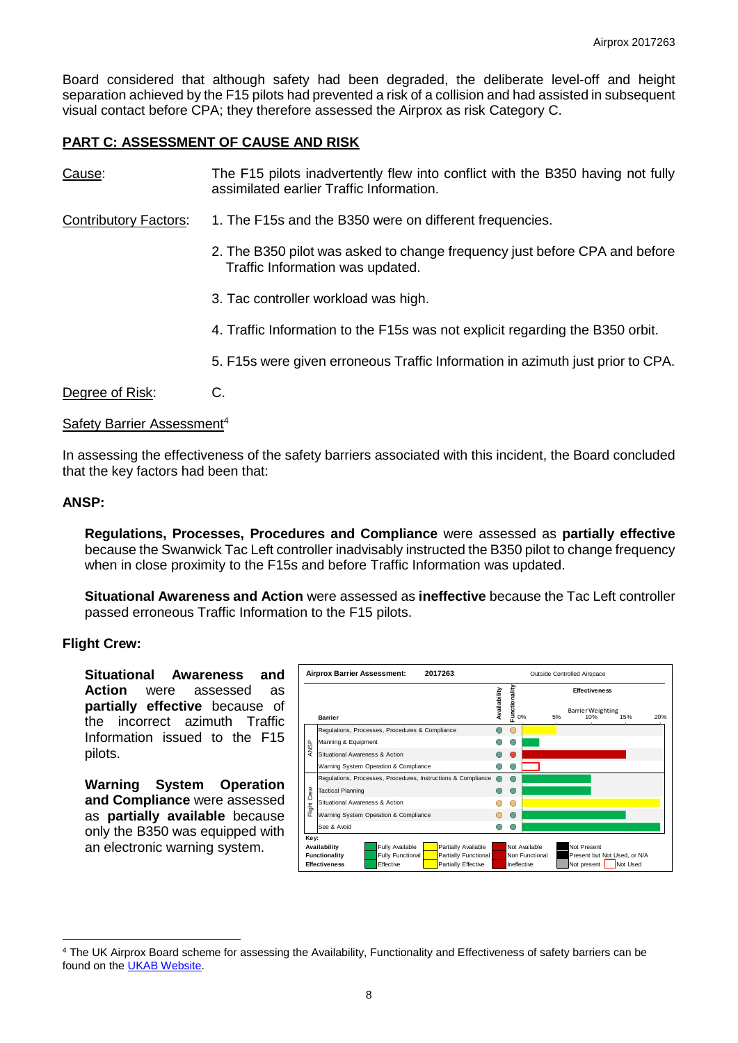Board considered that although safety had been degraded, the deliberate level-off and height separation achieved by the F15 pilots had prevented a risk of a collision and had assisted in subsequent visual contact before CPA; they therefore assessed the Airprox as risk Category C.

## PART C: ASSESSMENT OF CAUSE AND RISK

Cause: The F15 pilots inadvertently flew into conflict with the B350 having not fully assimilated earlier Traffic Information.

Contributory Factors:

1. The F15s and the B350 were on different frequencies.
2. The B350 pilot was asked to change frequency just before CPA and before Traffic Information was updated.
3. Tac controller workload was high.
4. Traffic Information to the F15s was not explicit regarding the B350 orbit.
5. F15s were given erroneous Traffic Information in azimuth just prior to CPA.

Degree of Risk: C.

Safety Barrier Assessment[4]

In assessing the effectiveness of the safety barriers associated with this incident, the Board concluded that the key factors had been that:

**ANSP:**

**Regulations, Processes, Procedures and Compliance** were assessed as **partially effective** because the Swanwick Tac Left controller inadvisably instructed the B350 pilot to change frequency when in close proximity to the F15s and before Traffic Information was updated.

**Situational Awareness and Action** were assessed as **ineffective** because the Tac Left controller passed erroneous Traffic Information to the F15 pilots.

**Flight Crew:**

**Situational Awareness and Action** were assessed as **partially effective** because of the incorrect azimuth Traffic Information issued to the F15 pilots.

**Warning System Operation and Compliance** were assessed as **partially available** because only the B350 was equipped with an electronic warning system.

Airprox Barrier Assessment: 2017263
Outside Controlled Airspace
Barrier
Availability
Functionality
Effectiveness
Barrier Weighting
0% 5% 10% 15% 20%
ANSP
Regulations, Processes, Procedures & Compliance
Manning & Equipment
Situational Awareness & Action
Warning System Operation & Compliance
Flight Crew
Regulations, Processes, Procedures, Instructions & Compliance
Tactical Planning
Situational Awareness & Action
Warning System Operation & Compliance
See & Avoid
Key:
Availability: Fully Available, Partially Available, Not Available, Not Present
Functionality: Fully Functional, Partially Functional, Non Functional, Present but Not Used, or N/A
Effectiveness: Effective, Partially Effective, Ineffective, Not present, Not Used

[4] The UK Airprox Board scheme for assessing the Availability, Functionality and Effectiveness of safety barriers can be found on the UKAB Website.